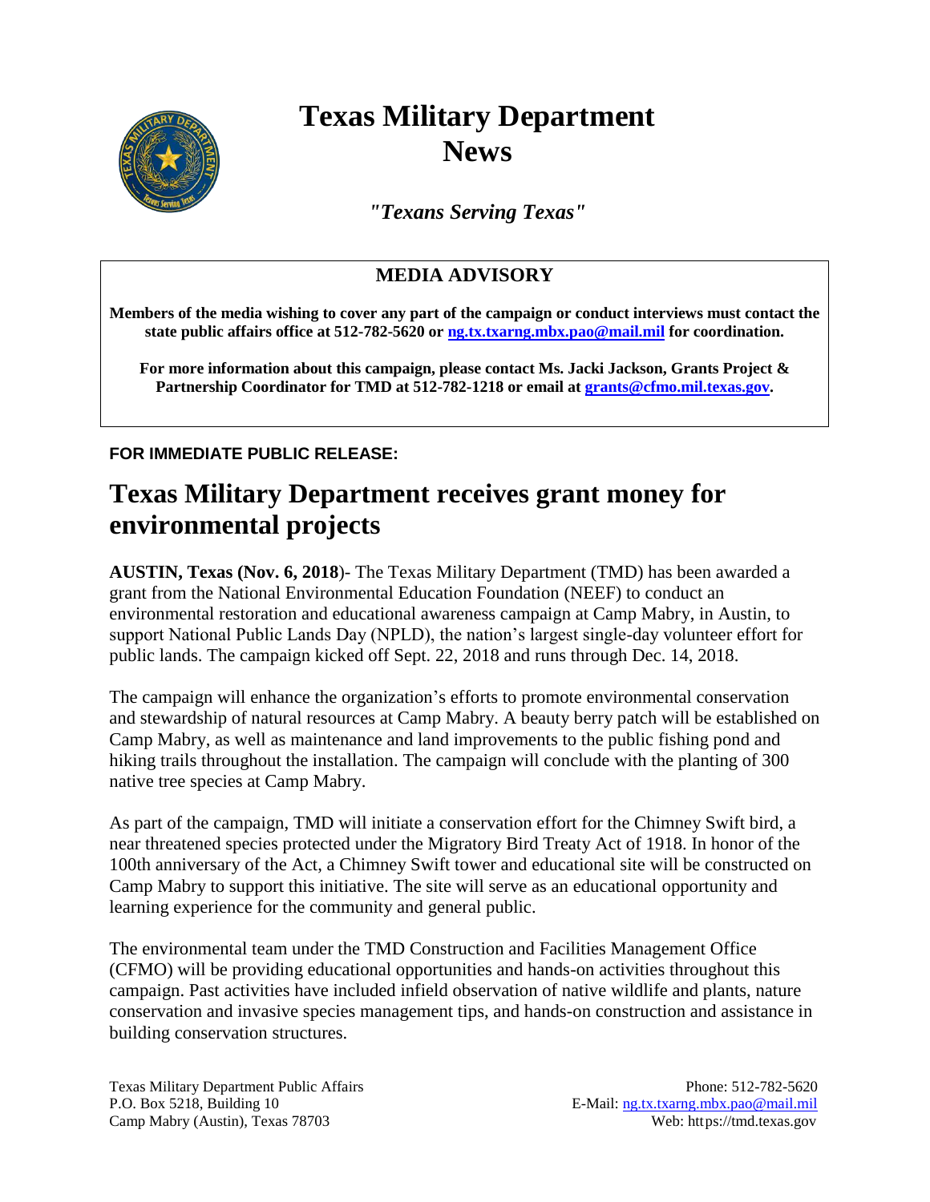# Texas Military Department News

*"Texans Serving Texas"*

## MEDIA ADVISORY

**Members of the media wishing to cover any part of the campaign or conduct interviews must contact the state public affairs office at 512-782-5620 or ng.tx.txarng.mbx.pao@mail.mil for coordination.**

**For more information about this campaign, please contact Ms. Jacki Jackson, Grants Project & Partnership Coordinator for TMD at 512-782-1218 or email at grants@cfmo.mil.texas.gov.**

**FOR IMMEDIATE PUBLIC RELEASE:**

# Texas Military Department receives grant money for environmental projects

**AUSTIN, Texas (Nov. 6, 2018)**- The Texas Military Department (TMD) has been awarded a grant from the National Environmental Education Foundation (NEEF) to conduct an environmental restoration and educational awareness campaign at Camp Mabry, in Austin, to support National Public Lands Day (NPLD), the nation's largest single-day volunteer effort for public lands. The campaign kicked off Sept. 22, 2018 and runs through Dec. 14, 2018.

The campaign will enhance the organization's efforts to promote environmental conservation and stewardship of natural resources at Camp Mabry. A beauty berry patch will be established on Camp Mabry, as well as maintenance and land improvements to the public fishing pond and hiking trails throughout the installation. The campaign will conclude with the planting of 300 native tree species at Camp Mabry.

As part of the campaign, TMD will initiate a conservation effort for the Chimney Swift bird, a near threatened species protected under the Migratory Bird Treaty Act of 1918. In honor of the 100th anniversary of the Act, a Chimney Swift tower and educational site will be constructed on Camp Mabry to support this initiative. The site will serve as an educational opportunity and learning experience for the community and general public.

The environmental team under the TMD Construction and Facilities Management Office (CFMO) will be providing educational opportunities and hands-on activities throughout this campaign. Past activities have included infield observation of native wildlife and plants, nature conservation and invasive species management tips, and hands-on construction and assistance in building conservation structures.

Texas Military Department Public Affairs
P.O. Box 5218, Building 10
Camp Mabry (Austin), Texas 78703

Phone: 512-782-5620
E-Mail: ng.tx.txarng.mbx.pao@mail.mil
Web: https://tmd.texas.gov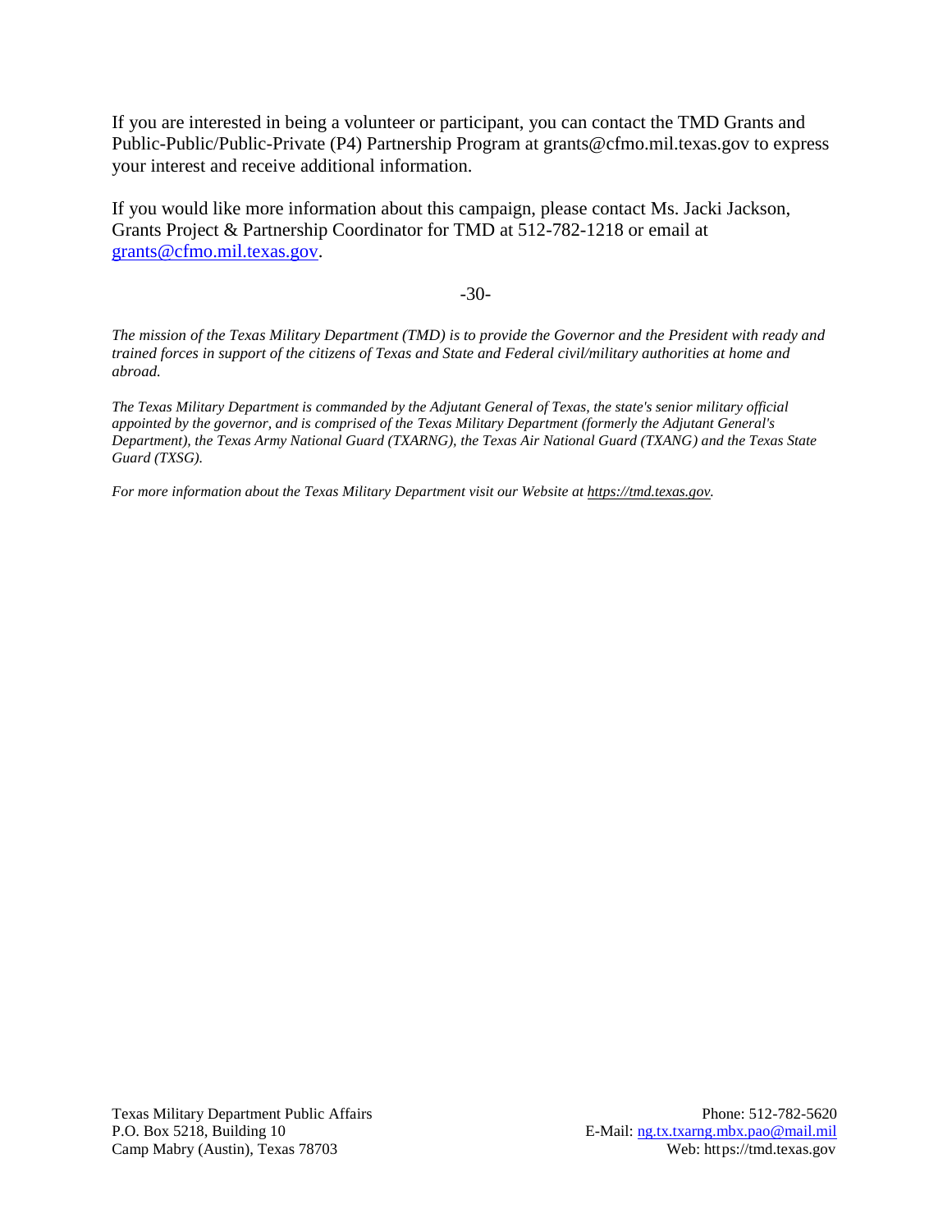If you are interested in being a volunteer or participant, you can contact the TMD Grants and Public-Public/Public-Private (P4) Partnership Program at grants@cfmo.mil.texas.gov to express your interest and receive additional information.

If you would like more information about this campaign, please contact Ms. Jacki Jackson, Grants Project & Partnership Coordinator for TMD at 512-782-1218 or email at grants@cfmo.mil.texas.gov.

-30-

*The mission of the Texas Military Department (TMD) is to provide the Governor and the President with ready and trained forces in support of the citizens of Texas and State and Federal civil/military authorities at home and abroad.*

*The Texas Military Department is commanded by the Adjutant General of Texas, the state's senior military official appointed by the governor, and is comprised of the Texas Military Department (formerly the Adjutant General's Department), the Texas Army National Guard (TXARNG), the Texas Air National Guard (TXANG) and the Texas State Guard (TXSG).*

*For more information about the Texas Military Department visit our Website at https://tmd.texas.gov.*

Texas Military Department Public Affairs
P.O. Box 5218, Building 10
Camp Mabry (Austin), Texas 78703

Phone: 512-782-5620
E-Mail: ng.tx.txarng.mbx.pao@mail.mil
Web: https://tmd.texas.gov